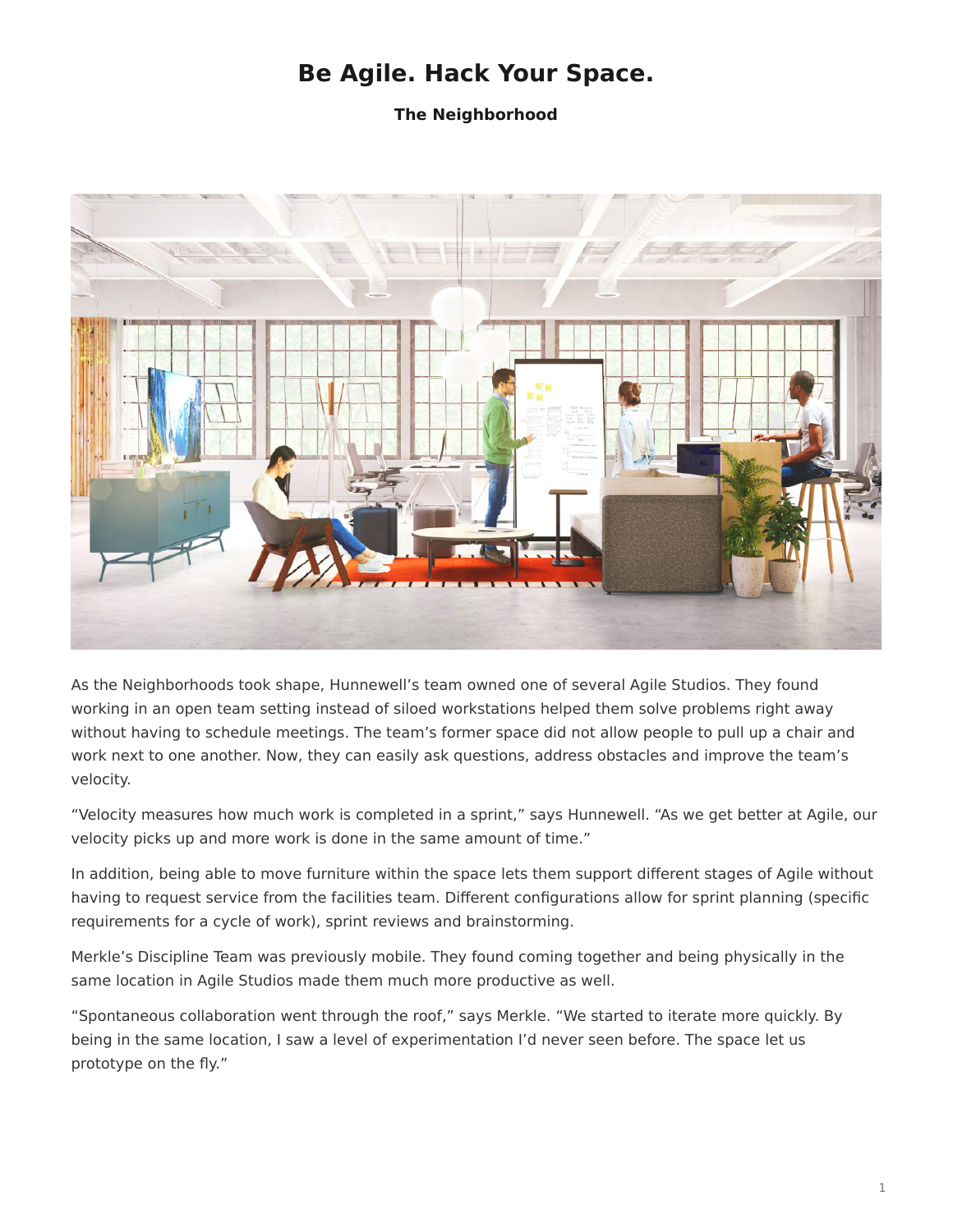# Be Agile. Hack Your Space.

### The Neighborhood

As the Neighborhoods took shape, Hunnewell's team owned one of several Agile Studios. They found working in an open team setting instead of siloed workstations helped them solve problems right away without having to schedule meetings. The team's former space did not allow people to pull up a chair and work next to one another. Now, they can easily ask questions, address obstacles and improve the team's velocity.

"Velocity measures how much work is completed in a sprint," says Hunnewell. "As we get better at Agile, our velocity picks up and more work is done in the same amount of time."

In addition, being able to move furniture within the space lets them support different stages of Agile without having to request service from the facilities team. Different configurations allow for sprint planning (specific requirements for a cycle of work), sprint reviews and brainstorming.

Merkle's Discipline Team was previously mobile. They found coming together and being physically in the same location in Agile Studios made them much more productive as well.

"Spontaneous collaboration went through the roof," says Merkle. "We started to iterate more quickly. By being in the same location, I saw a level of experimentation I'd never seen before. The space let us prototype on the fly."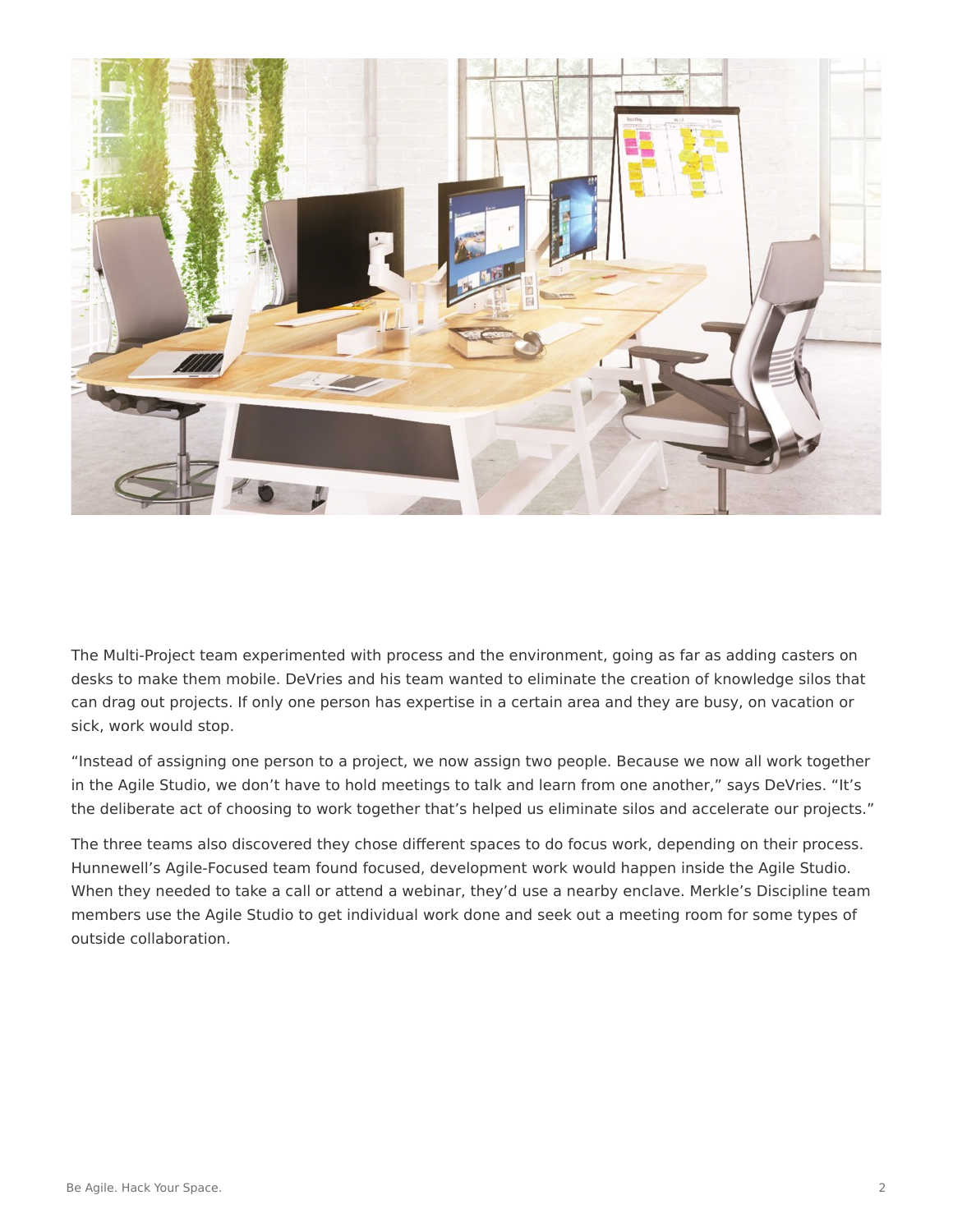The Multi-Project team experimented with process and the environment, going as far as adding casters on desks to make them mobile. DeVries and his team wanted to eliminate the creation of knowledge silos that can drag out projects. If only one person has expertise in a certain area and they are busy, on vacation or sick, work would stop.

“Instead of assigning one person to a project, we now assign two people. Because we now all work together in the Agile Studio, we don’t have to hold meetings to talk and learn from one another,” says DeVries. “It’s the deliberate act of choosing to work together that’s helped us eliminate silos and accelerate our projects.”

The three teams also discovered they chose different spaces to do focus work, depending on their process. Hunnewell’s Agile-Focused team found focused, development work would happen inside the Agile Studio. When they needed to take a call or attend a webinar, they’d use a nearby enclave. Merkle’s Discipline team members use the Agile Studio to get individual work done and seek out a meeting room for some types of outside collaboration.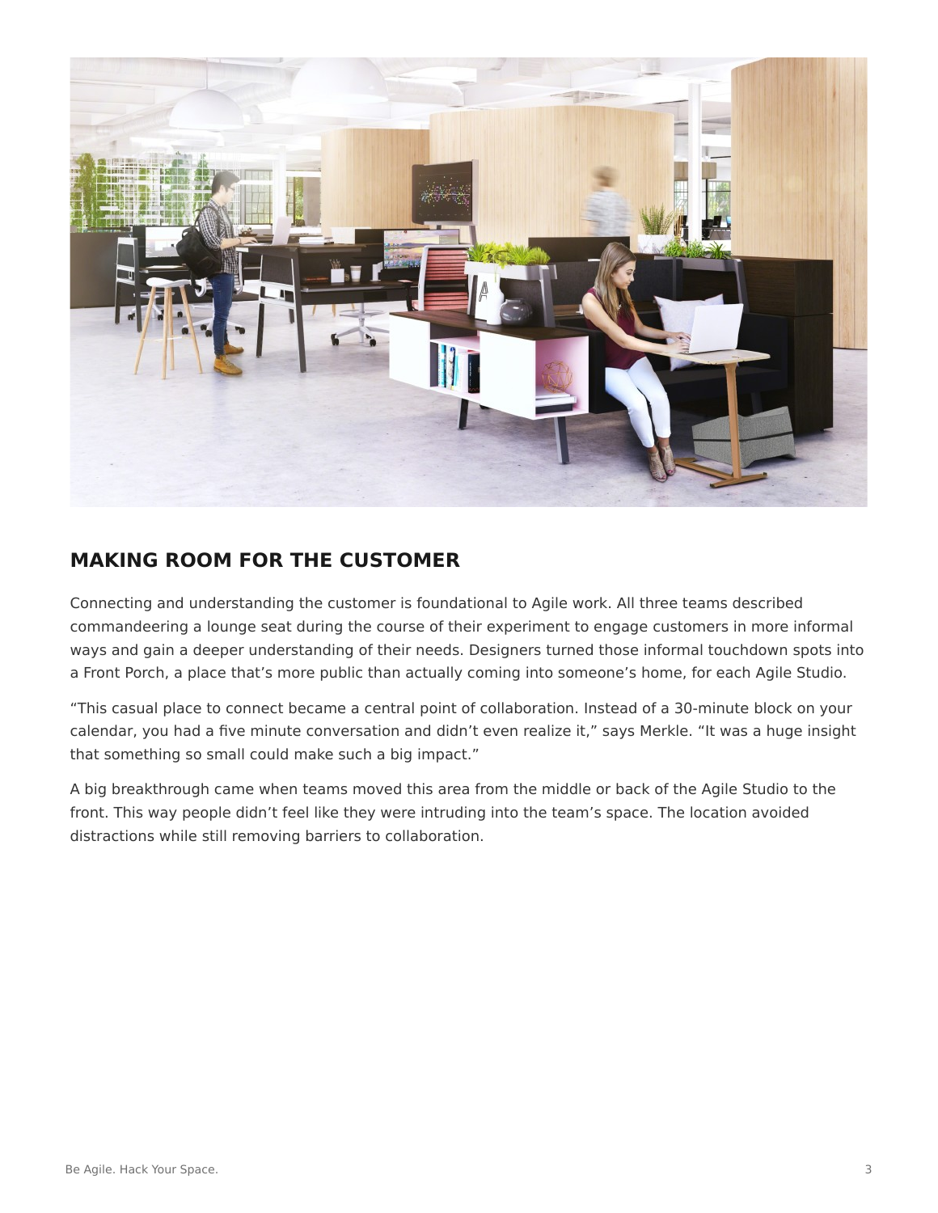## MAKING ROOM FOR THE CUSTOMER

Connecting and understanding the customer is foundational to Agile work. All three teams described commandeering a lounge seat during the course of their experiment to engage customers in more informal ways and gain a deeper understanding of their needs. Designers turned those informal touchdown spots into a Front Porch, a place that's more public than actually coming into someone's home, for each Agile Studio.

"This casual place to connect became a central point of collaboration. Instead of a 30-minute block on your calendar, you had a five minute conversation and didn't even realize it," says Merkle. "It was a huge insight that something so small could make such a big impact."

A big breakthrough came when teams moved this area from the middle or back of the Agile Studio to the front. This way people didn't feel like they were intruding into the team's space. The location avoided distractions while still removing barriers to collaboration.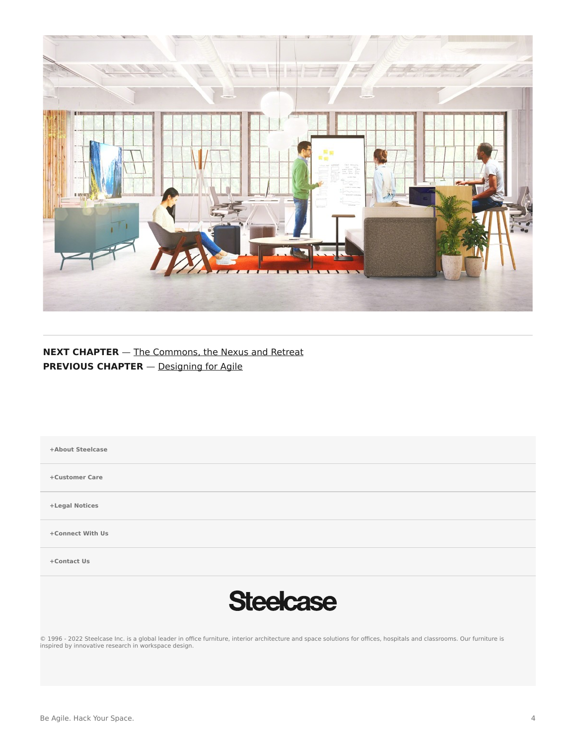**NEXT CHAPTER** — The Commons, the Nexus and Retreat
**PREVIOUS CHAPTER** — Designing for Agile

+About Steelcase

+Customer Care

+Legal Notices

+Connect With Us

+Contact Us

Steelcase

© 1996 - 2022 Steelcase Inc. is a global leader in office furniture, interior architecture and space solutions for offices, hospitals and classrooms. Our furniture is inspired by innovative research in workspace design.